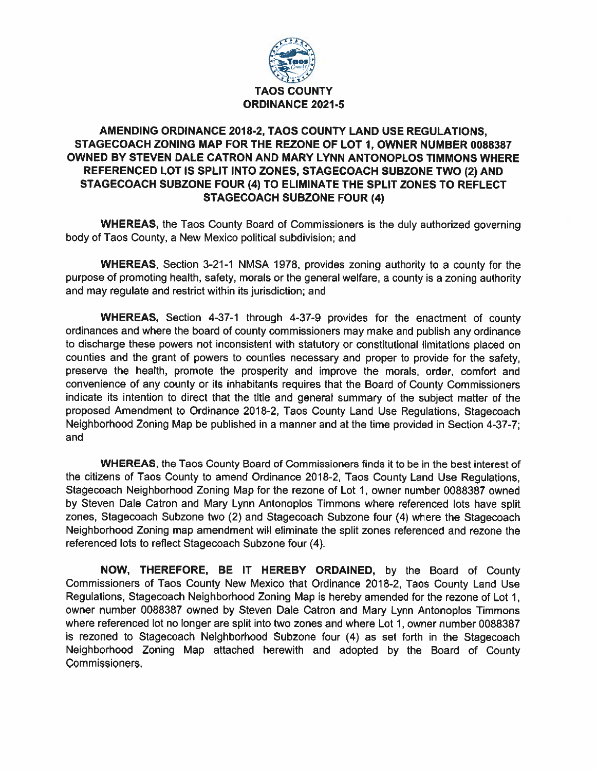# TAOS COUNTY
## ORDINANCE 2021-5

### AMENDING ORDINANCE 2018-2, TAOS COUNTY LAND USE REGULATIONS, STAGECOACH ZONING MAP FOR THE REZONE OF LOT 1, OWNER NUMBER 0088387 OWNED BY STEVEN DALE CATRON AND MARY LYNN ANTONOPLOS TIMMONS WHERE REFERENCED LOT IS SPLIT INTO ZONES, STAGECOACH SUBZONE TWO (2) AND STAGECOACH SUBZONE FOUR (4) TO ELIMINATE THE SPLIT ZONES TO REFLECT STAGECOACH SUBZONE FOUR (4)

**WHEREAS,** the Taos County Board of Commissioners is the duly authorized governing body of Taos County, a New Mexico political subdivision; and

**WHEREAS,** Section 3-21-1 NMSA 1978, provides zoning authority to a county for the purpose of promoting health, safety, morals or the general welfare, a county is a zoning authority and may regulate and restrict within its jurisdiction; and

**WHEREAS,** Section 4-37-1 through 4-37-9 provides for the enactment of county ordinances and where the board of county commissioners may make and publish any ordinance to discharge these powers not inconsistent with statutory or constitutional limitations placed on counties and the grant of powers to counties necessary and proper to provide for the safety, preserve the health, promote the prosperity and improve the morals, order, comfort and convenience of any county or its inhabitants requires that the Board of County Commissioners indicate its intention to direct that the title and general summary of the subject matter of the proposed Amendment to Ordinance 2018-2, Taos County Land Use Regulations, Stagecoach Neighborhood Zoning Map be published in a manner and at the time provided in Section 4-37-7; and

**WHEREAS,** the Taos County Board of Commissioners finds it to be in the best interest of the citizens of Taos County to amend Ordinance 2018-2, Taos County Land Use Regulations, Stagecoach Neighborhood Zoning Map for the rezone of Lot 1, owner number 0088387 owned by Steven Dale Catron and Mary Lynn Antonoplos Timmons where referenced lots have split zones, Stagecoach Subzone two (2) and Stagecoach Subzone four (4) where the Stagecoach Neighborhood Zoning map amendment will eliminate the split zones referenced and rezone the referenced lots to reflect Stagecoach Subzone four (4).

**NOW, THEREFORE, BE IT HEREBY ORDAINED,** by the Board of County Commissioners of Taos County New Mexico that Ordinance 2018-2, Taos County Land Use Regulations, Stagecoach Neighborhood Zoning Map is hereby amended for the rezone of Lot 1, owner number 0088387 owned by Steven Dale Catron and Mary Lynn Antonoplos Timmons where referenced lot no longer are split into two zones and where Lot 1, owner number 0088387 is rezoned to Stagecoach Neighborhood Subzone four (4) as set forth in the Stagecoach Neighborhood Zoning Map attached herewith and adopted by the Board of County Commissioners.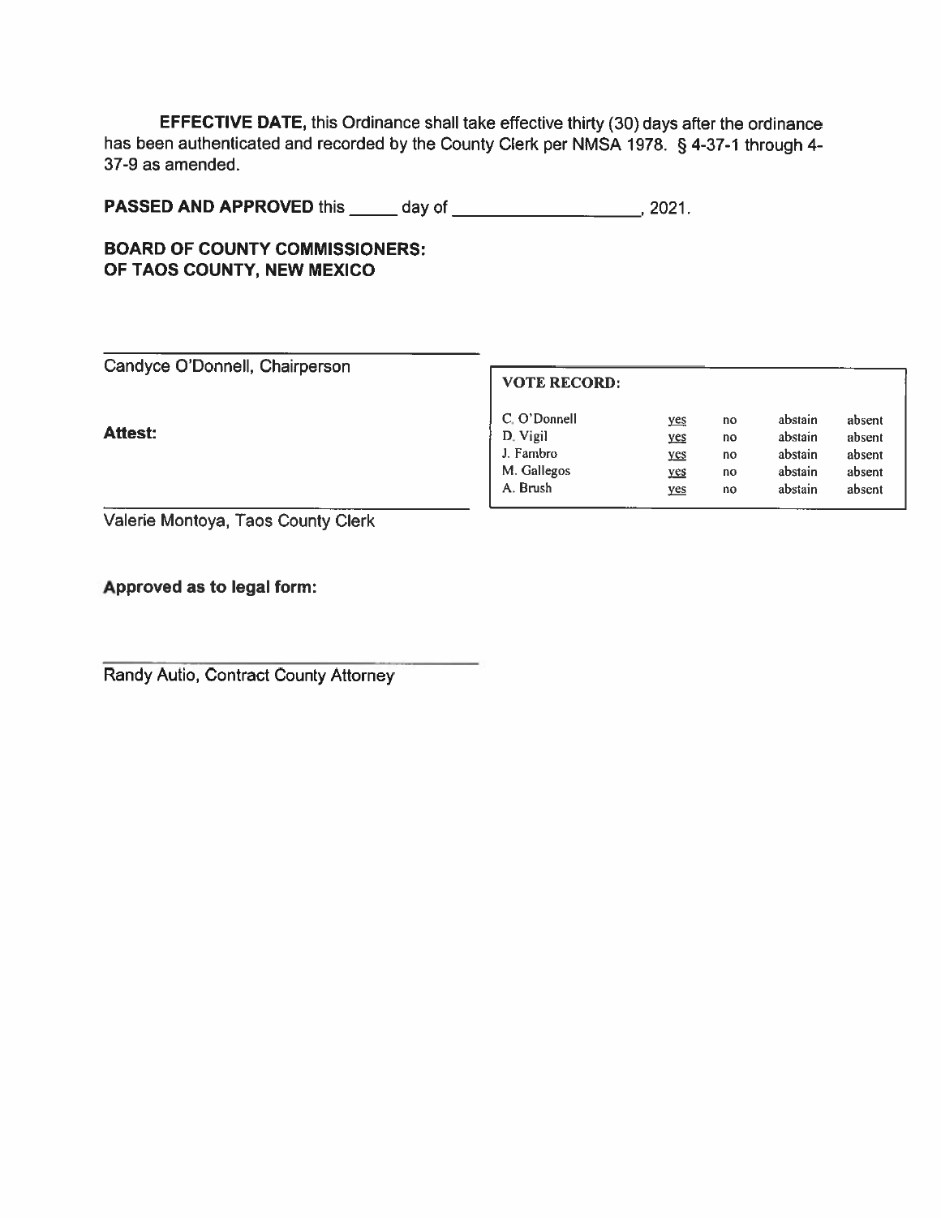**EFFECTIVE DATE,** this Ordinance shall take effective thirty (30) days after the ordinance has been authenticated and recorded by the County Clerk per NMSA 1978. § 4-37-1 through 4-37-9 as amended.

**PASSED AND APPROVED** this _____ day of ___________________, 2021.

**BOARD OF COUNTY COMMISSIONERS:**
**OF TAOS COUNTY, NEW MEXICO**

_________________________________
Candyce O'Donnell, Chairperson

**Attest:**

_________________________________
Valerie Montoya, Taos County Clerk

**VOTE RECORD:**

| | | | | |
|---|---|---|---|---|
| C. O'Donnell | yes | no | abstain | absent |
| D. Vigil | yes | no | abstain | absent |
| J. Fambro | yes | no | abstain | absent |
| M. Gallegos | yes | no | abstain | absent |
| A. Brush | yes | no | abstain | absent |

**Approved as to legal form:**

_________________________________
Randy Autio, Contract County Attorney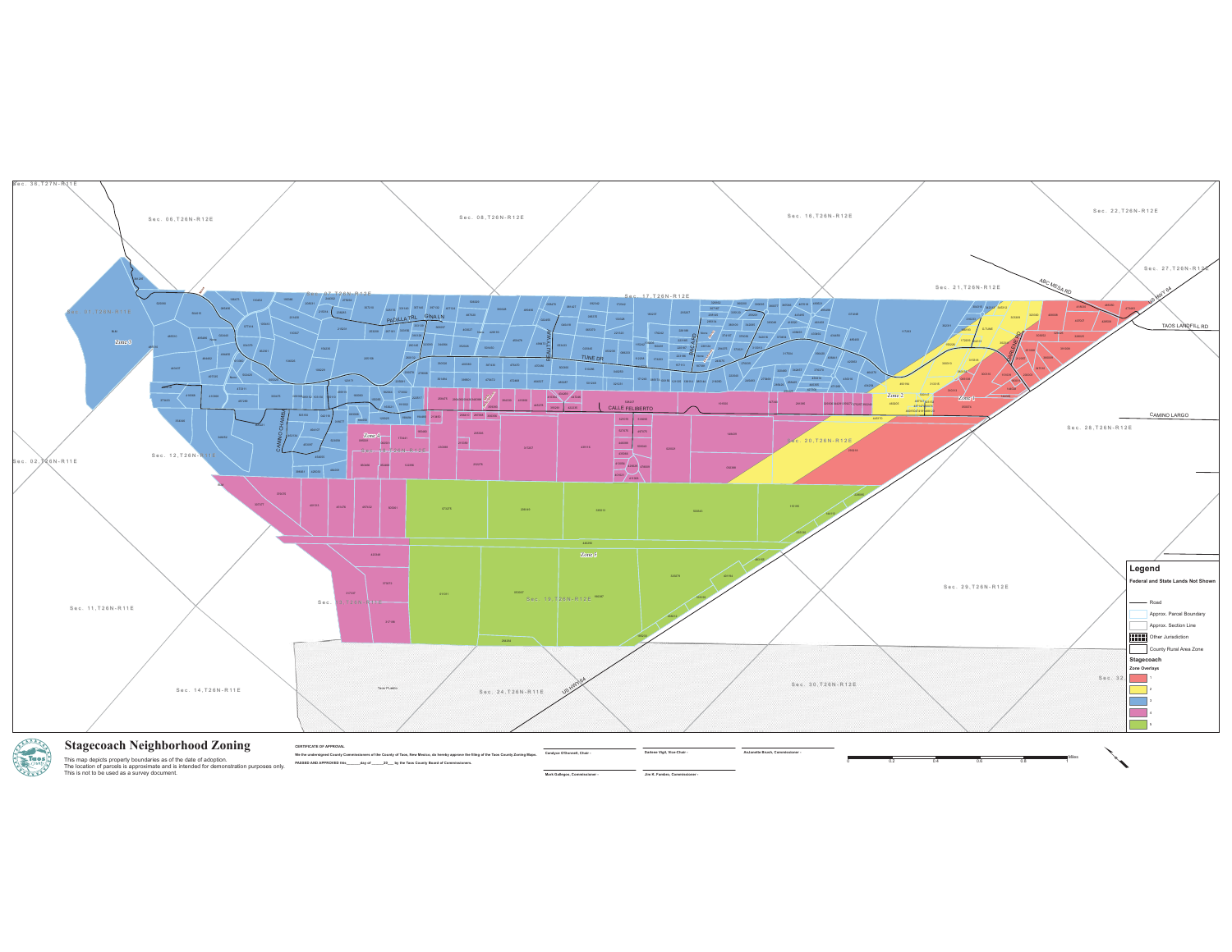# Stagecoach Neighborhood Zoning

This map depicts property boundaries as of the date of adoption.
The location of parcels is approximate and is intended for demonstration purposes only.
This is not to be used as a survey document.

**CERTIFICATE OF APPROVAL**

We the undersigned County Commissioners of the County of Taos, New Mexico, do hereby approve the filing of the Taos County Zoning Maps.

PASSED AND APPROVED this_______day of______20___ by the Taos County Board of Commissioners.

Candyce O'Donnell, Chair -

Darleen Vigil, Vice-Chair -

AnJanette Brush, Commissioner -

Mark Gallegos, Commissioner -

Jim R. Fambro, Commissioner -

## Legend

Federal and State Lands Not Shown

Road

Approx. Parcel Boundary

Approx. Section Line

Other Jurisdiction

County Rural Area Zone

**Stagecoach**

**Zone Overlays**

1

2

3

4

5

0 0.2 0.4 0.6 0.8 Miles

Sec. 36, T27N-R11E

Sec. 06, T26N-R12E

Sec. 08, T26N-R12E

Sec. 16, T26N-R12E

Sec. 22, T26N-R12E

Sec. 27, T26N-R12E

Sec. 07, T26N-R12E

Sec. 17, T26N-R12E

Sec. 21, T26N-R12E

Sec. 01, T26N-R11E

Sec. 28, T26N-R12E

Sec. 12, T26N-R11E

Sec. 20, T26N-R12E

Sec. 02, T26N-R11E

Sec. 11, T26N-R11E

Sec. 13, T26N-R11E

Sec. 19, T26N-R12E

Sec. 29, T26N-R12E

Sec. 14, T26N-R11E

Sec. 24, T26N-R11E

Sec. 30, T26N-R12E

Sec. 32

Zone 1

Zone 2

Zone 3

Zone 4

Zone 5

ABC MESA RD

US HWY 64

TAOS LANDFILL RD

CAMINO LARGO

PADILLA TRL

GINA LN

BEAUTY WAY

TUNE DR

CALLE FELIBERTO

CAMINO CHAMISA

Taos Pueblo